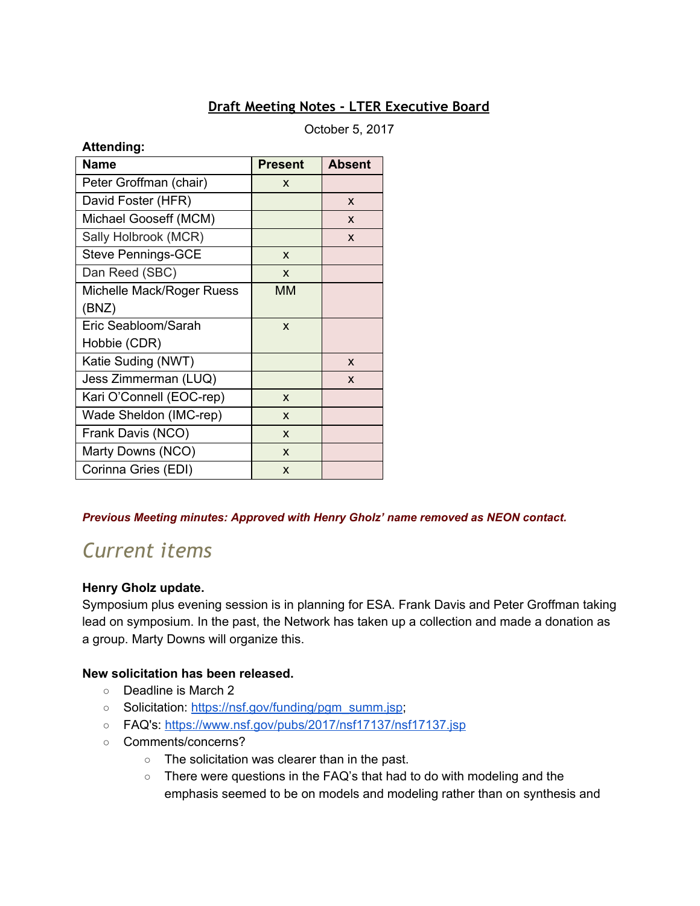# Draft Meeting Notes - LTER Executive Board

October 5, 2017

**Attending:**

| Name | Present | Absent |
|---|---|---|
| Peter Groffman (chair) | x | |
| David Foster (HFR) | | x |
| Michael Gooseff (MCM) | | x |
| Sally Holbrook (MCR) | | x |
| Steve Pennings-GCE | x | |
| Dan Reed (SBC) | x | |
| Michelle Mack/Roger Ruess (BNZ) | MM | |
| Eric Seabloom/Sarah Hobbie (CDR) | x | |
| Katie Suding (NWT) | | x |
| Jess Zimmerman (LUQ) | | x |
| Kari O'Connell (EOC-rep) | x | |
| Wade Sheldon (IMC-rep) | x | |
| Frank Davis (NCO) | x | |
| Marty Downs (NCO) | x | |
| Corinna Gries (EDI) | x | |

***Previous Meeting minutes: Approved with Henry Gholz' name removed as NEON contact.***

## *Current items*

**Henry Gholz update.**

Symposium plus evening session is in planning for ESA. Frank Davis and Peter Groffman taking lead on symposium. In the past, the Network has taken up a collection and made a donation as a group. Marty Downs will organize this.

**New solicitation has been released.**

- Deadline is March 2
- Solicitation: [https://nsf.gov/funding/pgm_summ.jsp](https://nsf.gov/funding/pgm_summ.jsp);
- FAQ's: [https://www.nsf.gov/pubs/2017/nsf17137/nsf17137.jsp](https://www.nsf.gov/pubs/2017/nsf17137/nsf17137.jsp)
- Comments/concerns?
  - The solicitation was clearer than in the past.
  - There were questions in the FAQ's that had to do with modeling and the emphasis seemed to be on models and modeling rather than on synthesis and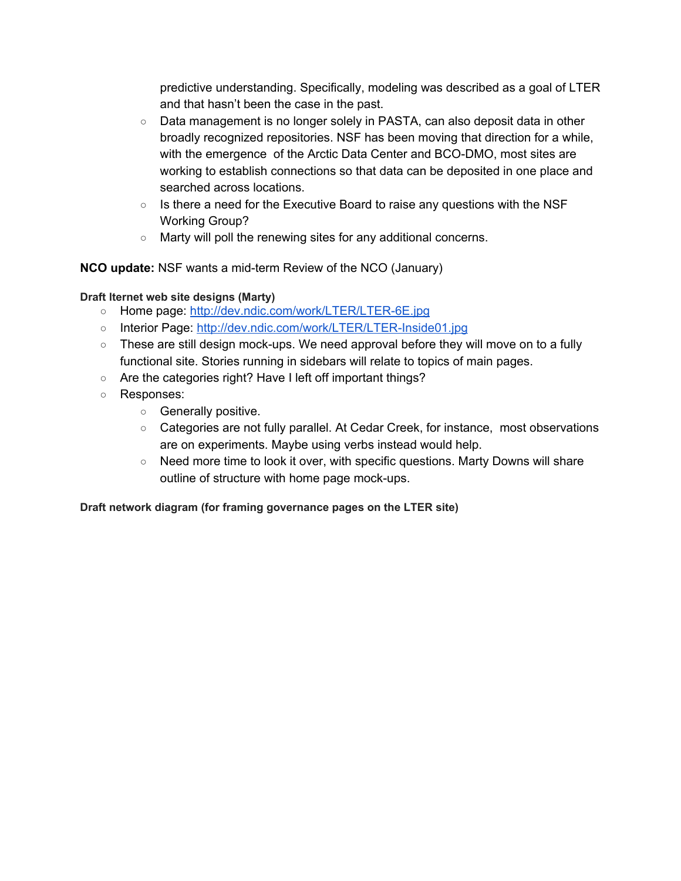predictive understanding. Specifically, modeling was described as a goal of LTER and that hasn't been the case in the past.

- Data management is no longer solely in PASTA, can also deposit data in other broadly recognized repositories. NSF has been moving that direction for a while, with the emergence of the Arctic Data Center and BCO-DMO, most sites are working to establish connections so that data can be deposited in one place and searched across locations.
- Is there a need for the Executive Board to raise any questions with the NSF Working Group?
- Marty will poll the renewing sites for any additional concerns.

**NCO update:** NSF wants a mid-term Review of the NCO (January)

**Draft lternet web site designs (Marty)**

- Home page: http://dev.ndic.com/work/LTER/LTER-6E.jpg
- Interior Page: http://dev.ndic.com/work/LTER/LTER-Inside01.jpg
- These are still design mock-ups. We need approval before they will move on to a fully functional site. Stories running in sidebars will relate to topics of main pages.
- Are the categories right? Have I left off important things?
- Responses:
  - Generally positive.
  - Categories are not fully parallel. At Cedar Creek, for instance, most observations are on experiments. Maybe using verbs instead would help.
  - Need more time to look it over, with specific questions. Marty Downs will share outline of structure with home page mock-ups.

**Draft network diagram (for framing governance pages on the LTER site)**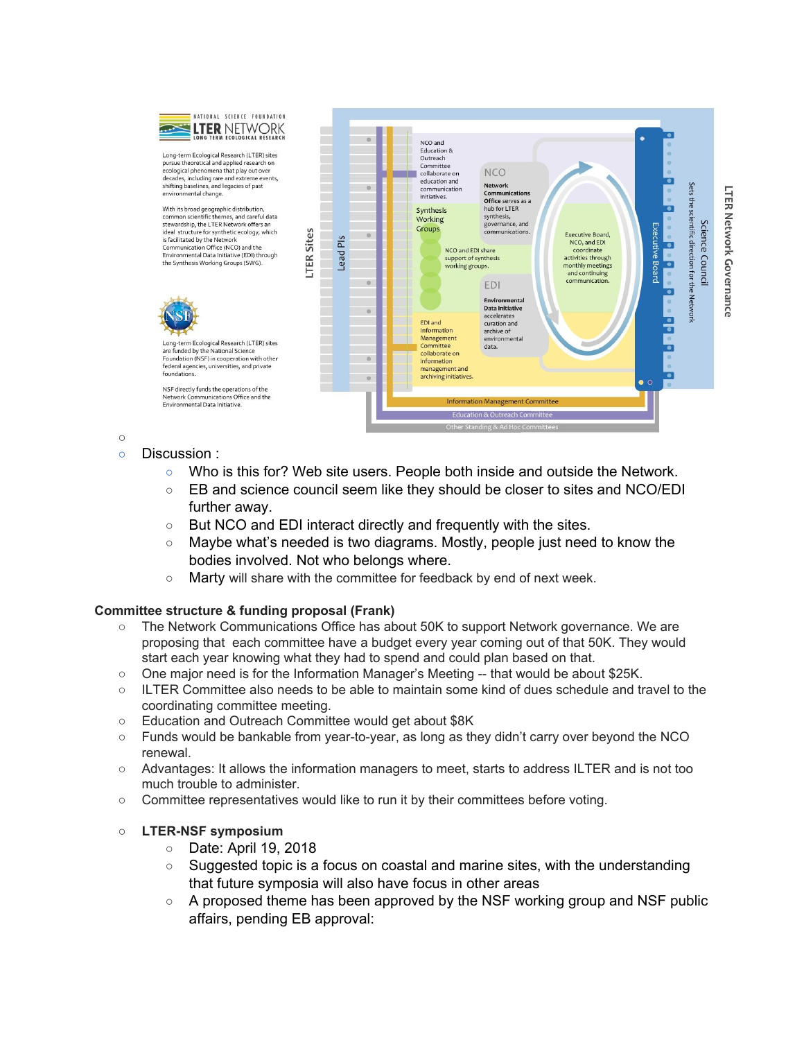NATIONAL SCIENCE FOUNDATION
**LTER NETWORK**
LONG TERM ECOLOGICAL RESEARCH

Long-term Ecological Research (LTER) sites pursue theoretical and applied research on ecological phenomena that play out over decades, including rare and extreme events, shifting baselines, and legacies of past environmental change.

With its broad geographic distribution, common scientific themes, and careful data stewardship, the LTER Network offers an ideal structure for synthetic ecology, which is facilitated by the Network Communication Office (NCO) and the Environmental Data Initiative (EDI) through the Synthesis Working Groups (SWG).

Long-term Ecological Research (LTER) sites are funded by the National Science Foundation (NSF) in cooperation with other federal agencies, universities, and private foundations.

NSF directly funds the operations of the Network Communications Office and the Environmental Data Initiative.

LTER Sites

Lead PIs

NCO and Education & Outreach Committee collaborate on education and communication initiatives.

Synthesis Working Groups

NCO

**Network Communications Office** serves as a hub for LTER synthesis, governance, and communications.

NCO and EDI share support of synthesis working groups.

EDI

**Environmental Data Initiative** accelerates curation and archive of environmental data.

EDI and Information Management Committee collaborate on information management and archiving initiatives.

Executive Board, NCO, and EDI coordinate activities through monthly meetings and continuing communication.

Executive Board

Science Council

Sets the scientific direction for the Network

LTER Network Governance

Information Management Committee

Education & Outreach Committee

Other Standing & Ad Hoc Committees

- Discussion :
  - Who is this for? Web site users. People both inside and outside the Network.
  - EB and science council seem like they should be closer to sites and NCO/EDI further away.
  - But NCO and EDI interact directly and frequently with the sites.
  - Maybe what's needed is two diagrams. Mostly, people just need to know the bodies involved. Not who belongs where.
  - Marty will share with the committee for feedback by end of next week.

**Committee structure & funding proposal (Frank)**

- The Network Communications Office has about 50K to support Network governance. We are proposing that each committee have a budget every year coming out of that 50K. They would start each year knowing what they had to spend and could plan based on that.
- One major need is for the Information Manager's Meeting -- that would be about $25K.
- ILTER Committee also needs to be able to maintain some kind of dues schedule and travel to the coordinating committee meeting.
- Education and Outreach Committee would get about $8K
- Funds would be bankable from year-to-year, as long as they didn't carry over beyond the NCO renewal.
- Advantages: It allows the information managers to meet, starts to address ILTER and is not too much trouble to administer.
- Committee representatives would like to run it by their committees before voting.

- **LTER-NSF symposium**
  - Date: April 19, 2018
  - Suggested topic is a focus on coastal and marine sites, with the understanding that future symposia will also have focus in other areas
  - A proposed theme has been approved by the NSF working group and NSF public affairs, pending EB approval: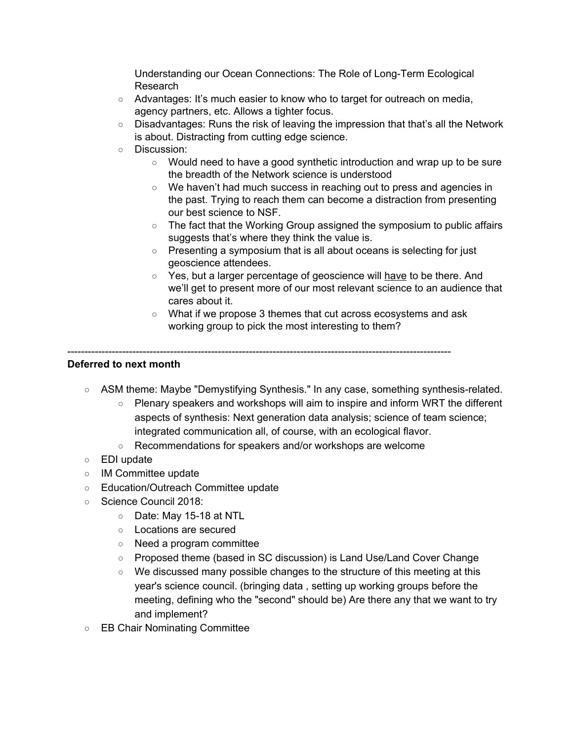Understanding our Ocean Connections: The Role of Long-Term Ecological Research

- Advantages: It's much easier to know who to target for outreach on media, agency partners, etc. Allows a tighter focus.
- Disadvantages: Runs the risk of leaving the impression that that's all the Network is about. Distracting from cutting edge science.
- Discussion:
  - Would need to have a good synthetic introduction and wrap up to be sure the breadth of the Network science is understood
  - We haven't had much success in reaching out to press and agencies in the past. Trying to reach them can become a distraction from presenting our best science to NSF.
  - The fact that the Working Group assigned the symposium to public affairs suggests that's where they think the value is.
  - Presenting a symposium that is all about oceans is selecting for just geoscience attendees.
  - Yes, but a larger percentage of geoscience will <u>have</u> to be there. And we'll get to present more of our most relevant science to an audience that cares about it.
  - What if we propose 3 themes that cut across ecosystems and ask working group to pick the most interesting to them?

---

**Deferred to next month**

- ASM theme: Maybe "Demystifying Synthesis." In any case, something synthesis-related.
  - Plenary speakers and workshops will aim to inspire and inform WRT the different aspects of synthesis: Next generation data analysis; science of team science; integrated communication all, of course, with an ecological flavor.
  - Recommendations for speakers and/or workshops are welcome
- EDI update
- IM Committee update
- Education/Outreach Committee update
- Science Council 2018:
  - Date: May 15-18 at NTL
  - Locations are secured
  - Need a program committee
  - Proposed theme (based in SC discussion) is Land Use/Land Cover Change
  - We discussed many possible changes to the structure of this meeting at this year's science council. (bringing data , setting up working groups before the meeting, defining who the "second" should be) Are there any that we want to try and implement?
- EB Chair Nominating Committee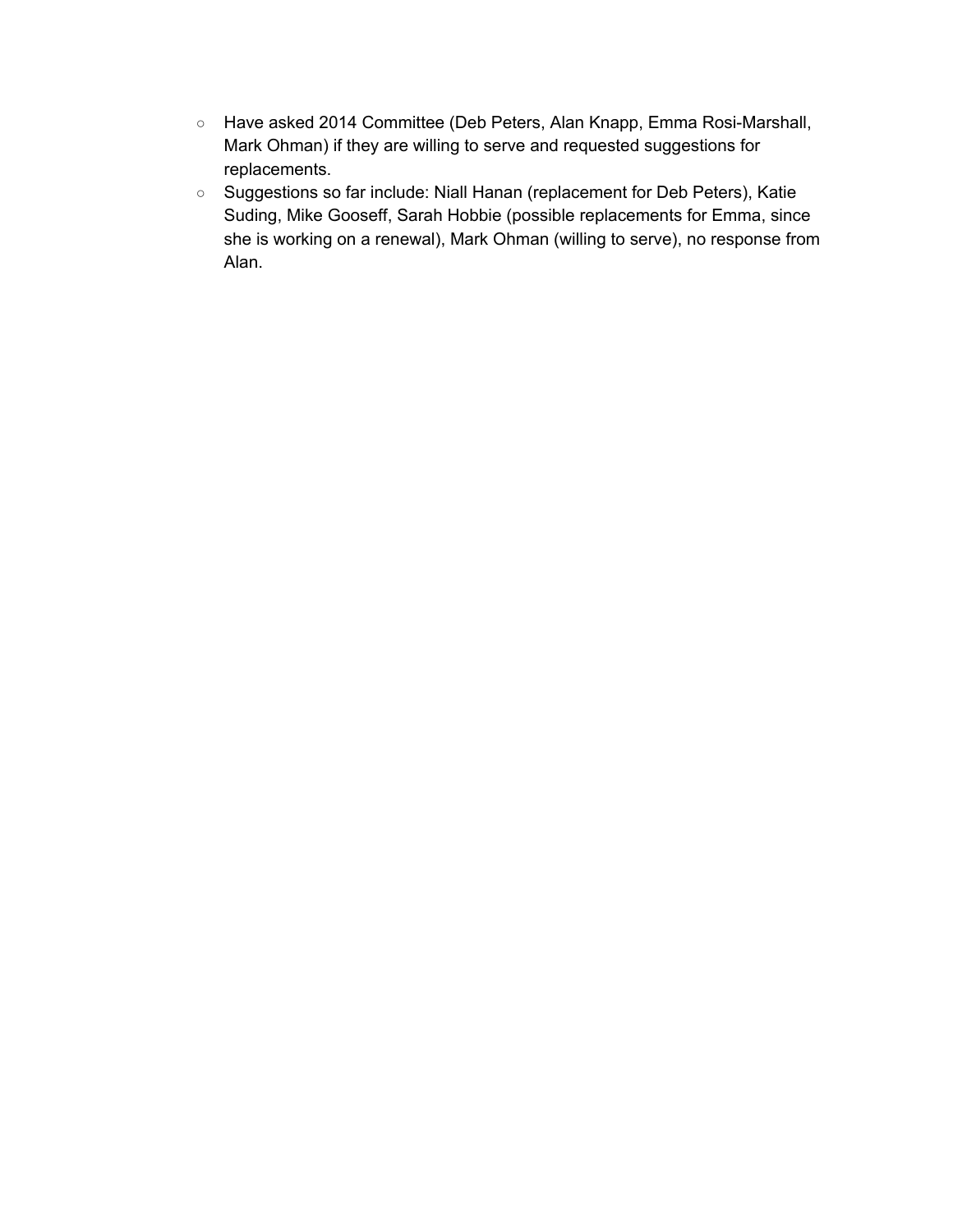- Have asked 2014 Committee (Deb Peters, Alan Knapp, Emma Rosi-Marshall, Mark Ohman) if they are willing to serve and requested suggestions for replacements.
- Suggestions so far include: Niall Hanan (replacement for Deb Peters), Katie Suding, Mike Gooseff, Sarah Hobbie (possible replacements for Emma, since she is working on a renewal), Mark Ohman (willing to serve), no response from Alan.